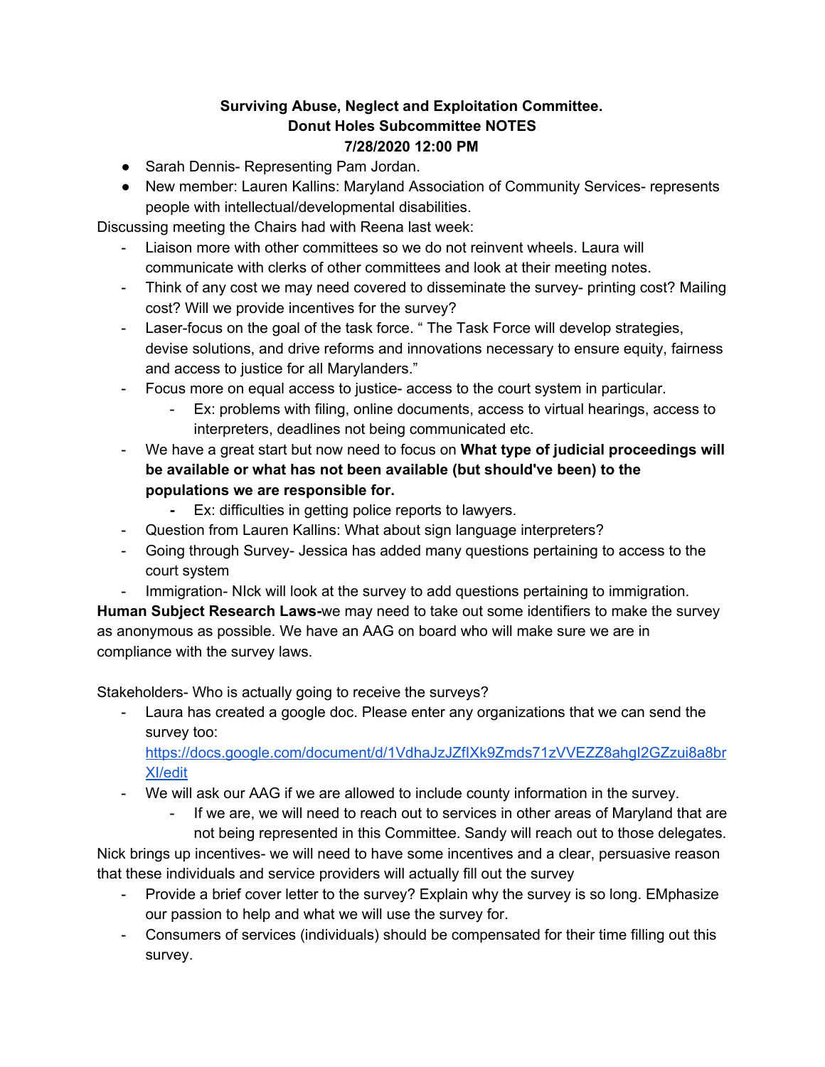**Surviving Abuse, Neglect and Exploitation Committee.**
**Donut Holes Subcommittee NOTES**
**7/28/2020 12:00 PM**

- Sarah Dennis- Representing Pam Jordan.
- New member: Lauren Kallins: Maryland Association of Community Services- represents people with intellectual/developmental disabilities.

Discussing meeting the Chairs had with Reena last week:

- Liaison more with other committees so we do not reinvent wheels. Laura will communicate with clerks of other committees and look at their meeting notes.
- Think of any cost we may need covered to disseminate the survey- printing cost? Mailing cost? Will we provide incentives for the survey?
- Laser-focus on the goal of the task force. " The Task Force will develop strategies, devise solutions, and drive reforms and innovations necessary to ensure equity, fairness and access to justice for all Marylanders."
- Focus more on equal access to justice- access to the court system in particular.
  - Ex: problems with filing, online documents, access to virtual hearings, access to interpreters, deadlines not being communicated etc.
- We have a great start but now need to focus on **What type of judicial proceedings will be available or what has not been available (but should've been) to the populations we are responsible for.**
  - Ex: difficulties in getting police reports to lawyers.
- Question from Lauren Kallins: What about sign language interpreters?
- Going through Survey- Jessica has added many questions pertaining to access to the court system
- Immigration- NIck will look at the survey to add questions pertaining to immigration.

**Human Subject Research Laws-**we may need to take out some identifiers to make the survey as anonymous as possible. We have an AAG on board who will make sure we are in compliance with the survey laws.

Stakeholders- Who is actually going to receive the surveys?

- Laura has created a google doc. Please enter any organizations that we can send the survey too: [https://docs.google.com/document/d/1VdhaJzJZflXk9Zmds71zVVEZZ8ahgI2GZzui8a8brXI/edit](https://docs.google.com/document/d/1VdhaJzJZflXk9Zmds71zVVEZZ8ahgI2GZzui8a8brXI/edit)
- We will ask our AAG if we are allowed to include county information in the survey.
  - If we are, we will need to reach out to services in other areas of Maryland that are not being represented in this Committee. Sandy will reach out to those delegates.

Nick brings up incentives- we will need to have some incentives and a clear, persuasive reason that these individuals and service providers will actually fill out the survey

- Provide a brief cover letter to the survey? Explain why the survey is so long. EMphasize our passion to help and what we will use the survey for.
- Consumers of services (individuals) should be compensated for their time filling out this survey.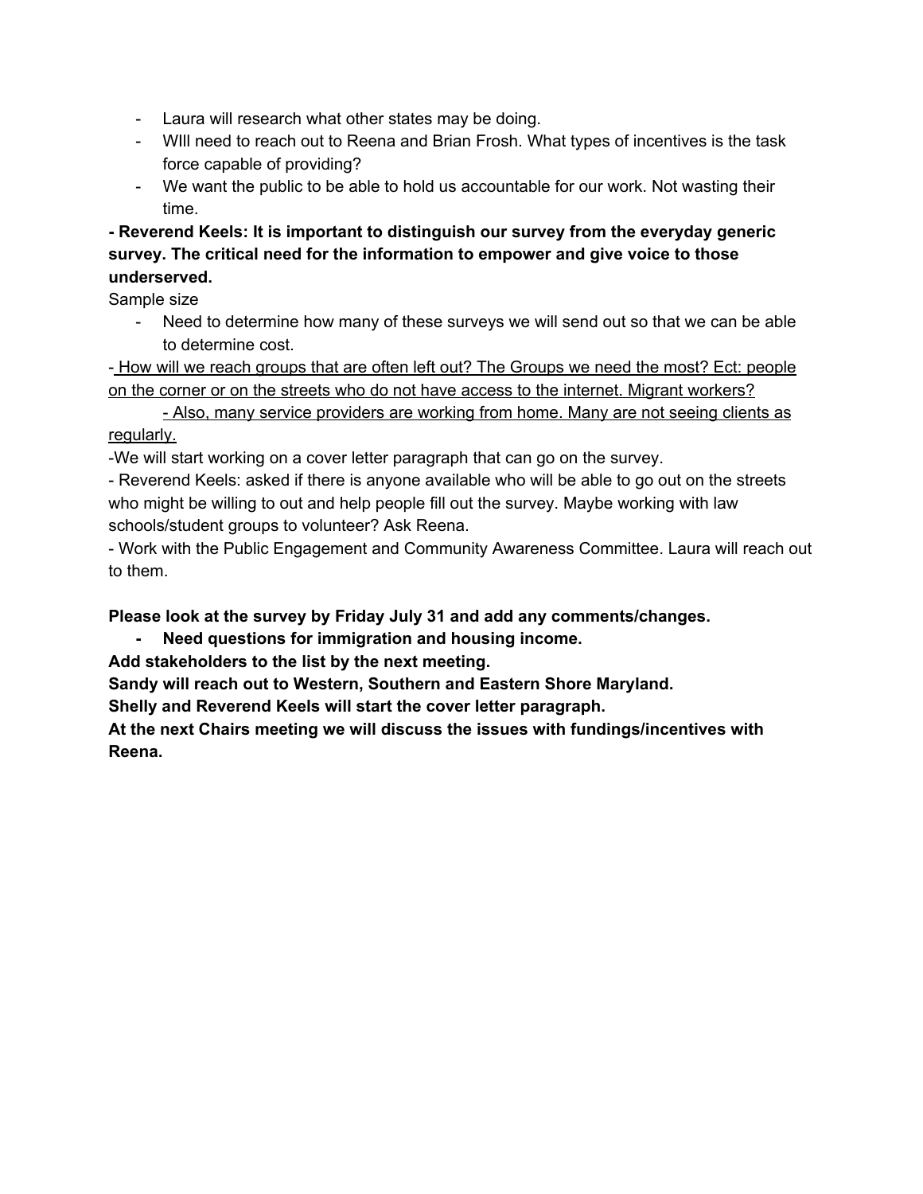- Laura will research what other states may be doing.
- WIll need to reach out to Reena and Brian Frosh. What types of incentives is the task force capable of providing?
- We want the public to be able to hold us accountable for our work. Not wasting their time.

**- Reverend Keels: It is important to distinguish our survey from the everyday generic survey. The critical need for the information to empower and give voice to those underserved.**

Sample size

- Need to determine how many of these surveys we will send out so that we can be able to determine cost.

- <u>How will we reach groups that are often left out? The Groups we need the most? Ect: people on the corner or on the streets who do not have access to the internet. Migrant workers?</u>

 <u>- Also, many service providers are working from home. Many are not seeing clients as regularly.</u>

-We will start working on a cover letter paragraph that can go on the survey.

- Reverend Keels: asked if there is anyone available who will be able to go out on the streets who might be willing to out and help people fill out the survey. Maybe working with law schools/student groups to volunteer? Ask Reena.

- Work with the Public Engagement and Community Awareness Committee. Laura will reach out to them.

**Please look at the survey by Friday July 31 and add any comments/changes.**

- **Need questions for immigration and housing income.**

**Add stakeholders to the list by the next meeting.**

**Sandy will reach out to Western, Southern and Eastern Shore Maryland.**

**Shelly and Reverend Keels will start the cover letter paragraph.**

**At the next Chairs meeting we will discuss the issues with fundings/incentives with Reena.**